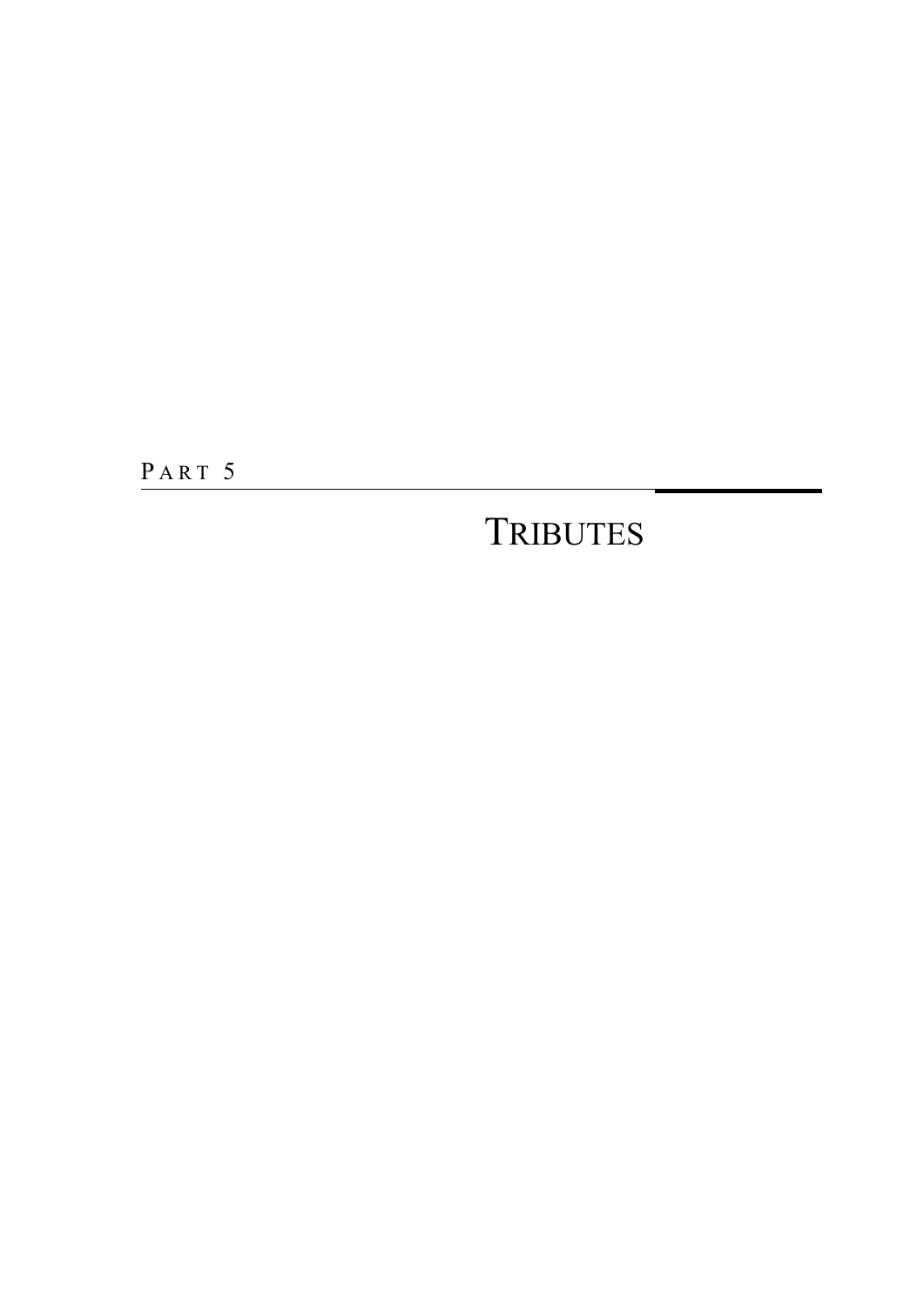PART 5

# TRIBUTES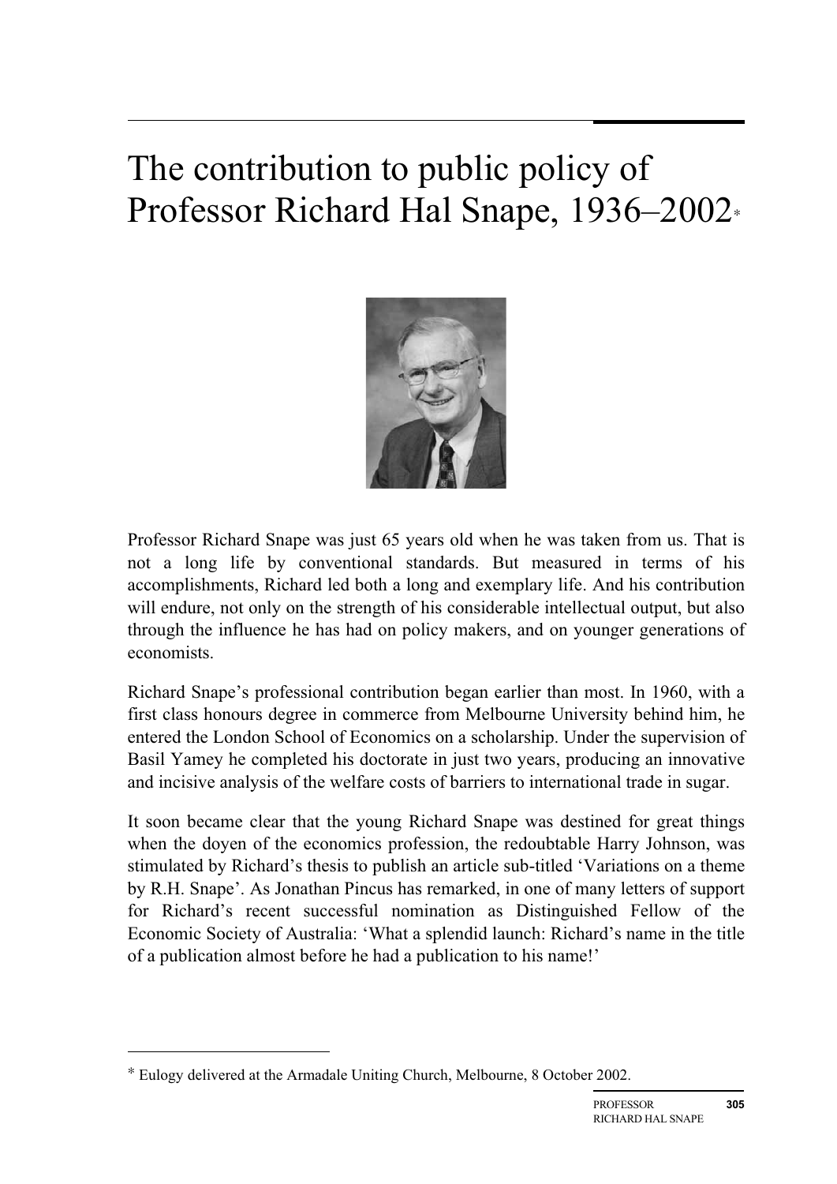# The contribution to public policy of Professor Richard Hal Snape, 1936–2002*

Professor Richard Snape was just 65 years old when he was taken from us. That is not a long life by conventional standards. But measured in terms of his accomplishments, Richard led both a long and exemplary life. And his contribution will endure, not only on the strength of his considerable intellectual output, but also through the influence he has had on policy makers, and on younger generations of economists.

Richard Snape's professional contribution began earlier than most. In 1960, with a first class honours degree in commerce from Melbourne University behind him, he entered the London School of Economics on a scholarship. Under the supervision of Basil Yamey he completed his doctorate in just two years, producing an innovative and incisive analysis of the welfare costs of barriers to international trade in sugar.

It soon became clear that the young Richard Snape was destined for great things when the doyen of the economics profession, the redoubtable Harry Johnson, was stimulated by Richard's thesis to publish an article sub-titled 'Variations on a theme by R.H. Snape'. As Jonathan Pincus has remarked, in one of many letters of support for Richard's recent successful nomination as Distinguished Fellow of the Economic Society of Australia: 'What a splendid launch: Richard's name in the title of a publication almost before he had a publication to his name!'

---

* Eulogy delivered at the Armadale Uniting Church, Melbourne, 8 October 2002.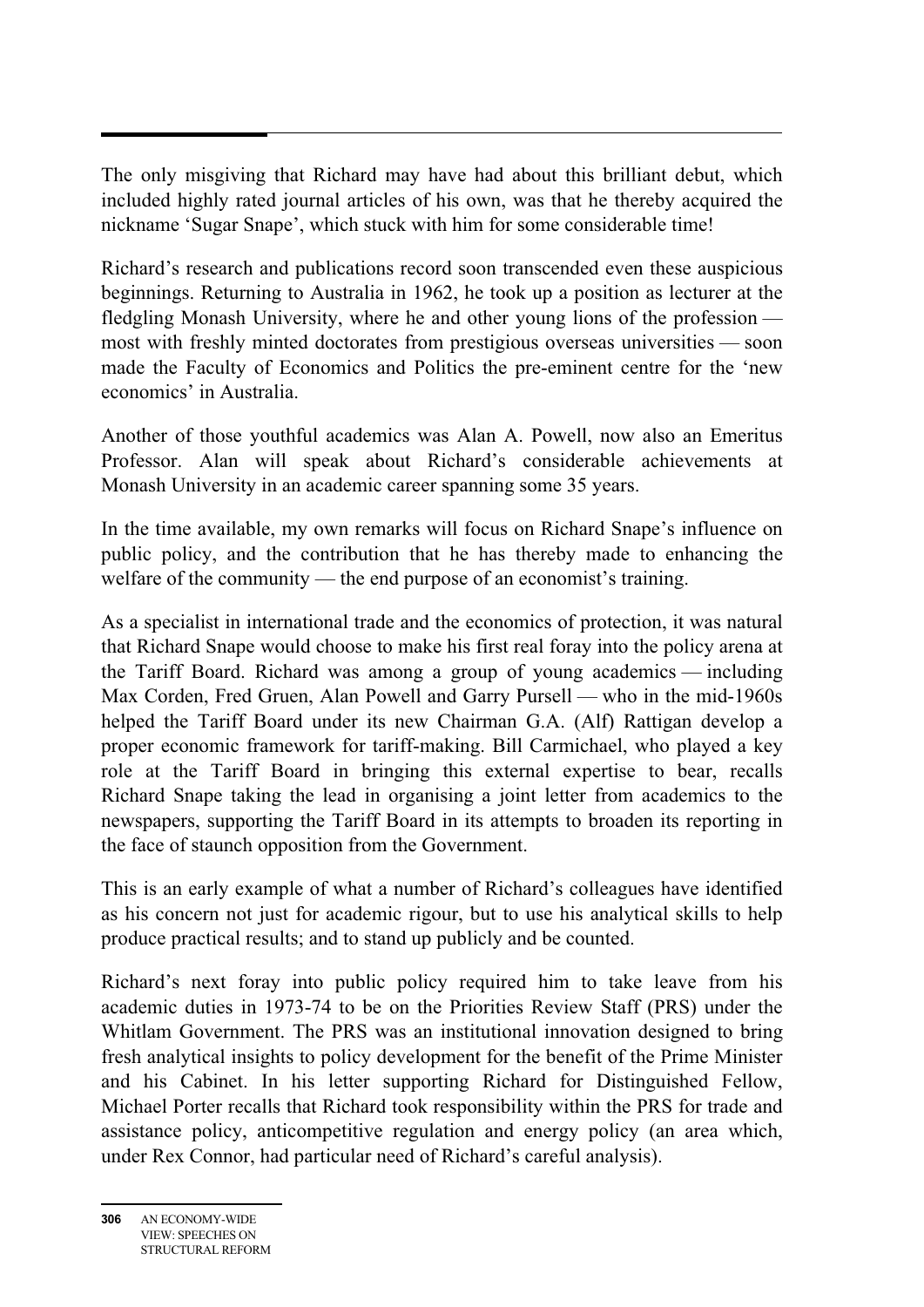The only misgiving that Richard may have had about this brilliant debut, which included highly rated journal articles of his own, was that he thereby acquired the nickname 'Sugar Snape', which stuck with him for some considerable time!

Richard's research and publications record soon transcended even these auspicious beginnings. Returning to Australia in 1962, he took up a position as lecturer at the fledgling Monash University, where he and other young lions of the profession — most with freshly minted doctorates from prestigious overseas universities — soon made the Faculty of Economics and Politics the pre-eminent centre for the 'new economics' in Australia.

Another of those youthful academics was Alan A. Powell, now also an Emeritus Professor. Alan will speak about Richard's considerable achievements at Monash University in an academic career spanning some 35 years.

In the time available, my own remarks will focus on Richard Snape's influence on public policy, and the contribution that he has thereby made to enhancing the welfare of the community — the end purpose of an economist's training.

As a specialist in international trade and the economics of protection, it was natural that Richard Snape would choose to make his first real foray into the policy arena at the Tariff Board. Richard was among a group of young academics — including Max Corden, Fred Gruen, Alan Powell and Garry Pursell — who in the mid-1960s helped the Tariff Board under its new Chairman G.A. (Alf) Rattigan develop a proper economic framework for tariff-making. Bill Carmichael, who played a key role at the Tariff Board in bringing this external expertise to bear, recalls Richard Snape taking the lead in organising a joint letter from academics to the newspapers, supporting the Tariff Board in its attempts to broaden its reporting in the face of staunch opposition from the Government.

This is an early example of what a number of Richard's colleagues have identified as his concern not just for academic rigour, but to use his analytical skills to help produce practical results; and to stand up publicly and be counted.

Richard's next foray into public policy required him to take leave from his academic duties in 1973-74 to be on the Priorities Review Staff (PRS) under the Whitlam Government. The PRS was an institutional innovation designed to bring fresh analytical insights to policy development for the benefit of the Prime Minister and his Cabinet. In his letter supporting Richard for Distinguished Fellow, Michael Porter recalls that Richard took responsibility within the PRS for trade and assistance policy, anticompetitive regulation and energy policy (an area which, under Rex Connor, had particular need of Richard's careful analysis).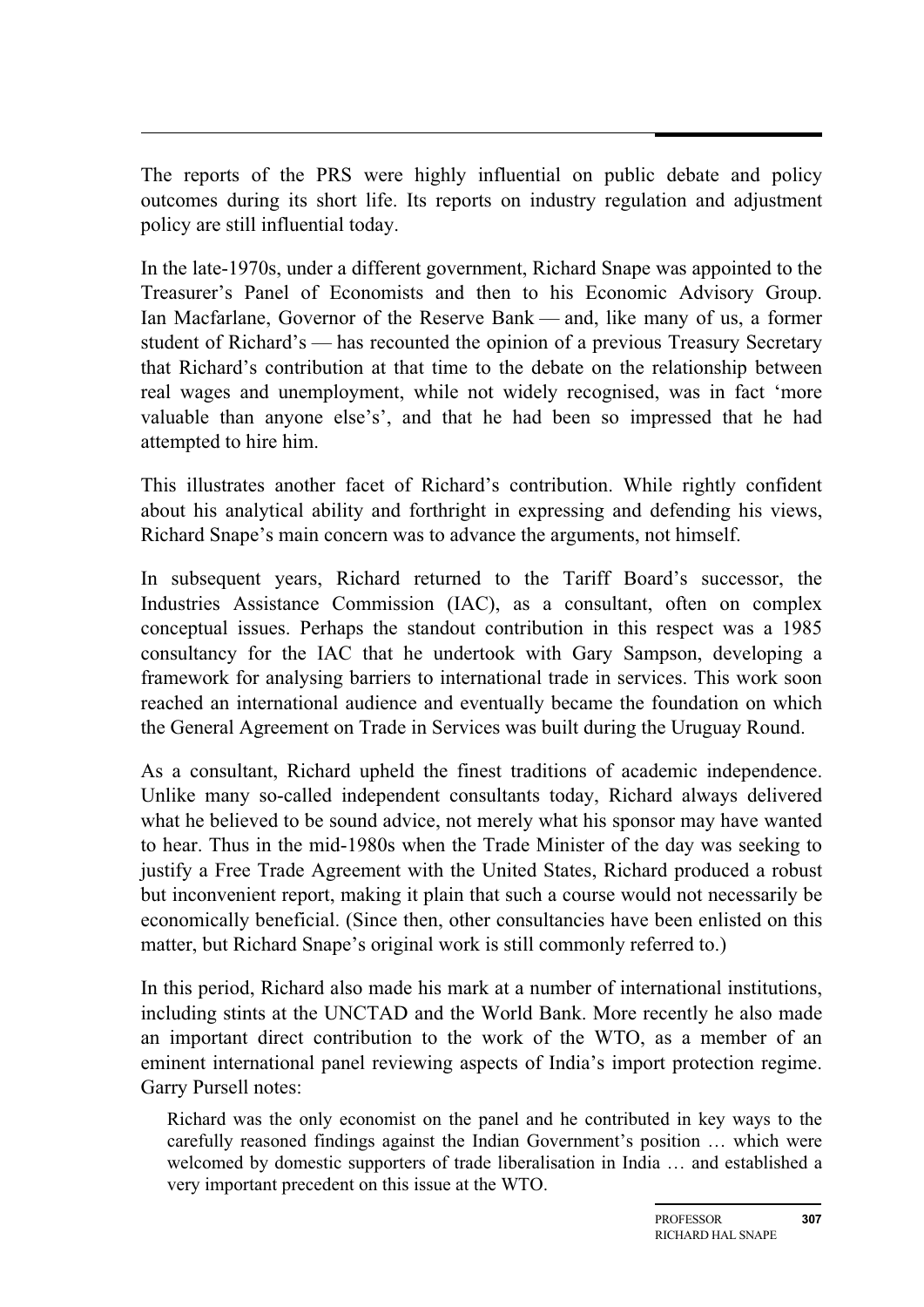The reports of the PRS were highly influential on public debate and policy outcomes during its short life. Its reports on industry regulation and adjustment policy are still influential today.

In the late-1970s, under a different government, Richard Snape was appointed to the Treasurer's Panel of Economists and then to his Economic Advisory Group. Ian Macfarlane, Governor of the Reserve Bank — and, like many of us, a former student of Richard's — has recounted the opinion of a previous Treasury Secretary that Richard's contribution at that time to the debate on the relationship between real wages and unemployment, while not widely recognised, was in fact 'more valuable than anyone else's', and that he had been so impressed that he had attempted to hire him.

This illustrates another facet of Richard's contribution. While rightly confident about his analytical ability and forthright in expressing and defending his views, Richard Snape's main concern was to advance the arguments, not himself.

In subsequent years, Richard returned to the Tariff Board's successor, the Industries Assistance Commission (IAC), as a consultant, often on complex conceptual issues. Perhaps the standout contribution in this respect was a 1985 consultancy for the IAC that he undertook with Gary Sampson, developing a framework for analysing barriers to international trade in services. This work soon reached an international audience and eventually became the foundation on which the General Agreement on Trade in Services was built during the Uruguay Round.

As a consultant, Richard upheld the finest traditions of academic independence. Unlike many so-called independent consultants today, Richard always delivered what he believed to be sound advice, not merely what his sponsor may have wanted to hear. Thus in the mid-1980s when the Trade Minister of the day was seeking to justify a Free Trade Agreement with the United States, Richard produced a robust but inconvenient report, making it plain that such a course would not necessarily be economically beneficial. (Since then, other consultancies have been enlisted on this matter, but Richard Snape's original work is still commonly referred to.)

In this period, Richard also made his mark at a number of international institutions, including stints at the UNCTAD and the World Bank. More recently he also made an important direct contribution to the work of the WTO, as a member of an eminent international panel reviewing aspects of India's import protection regime. Garry Pursell notes:

> Richard was the only economist on the panel and he contributed in key ways to the carefully reasoned findings against the Indian Government's position … which were welcomed by domestic supporters of trade liberalisation in India … and established a very important precedent on this issue at the WTO.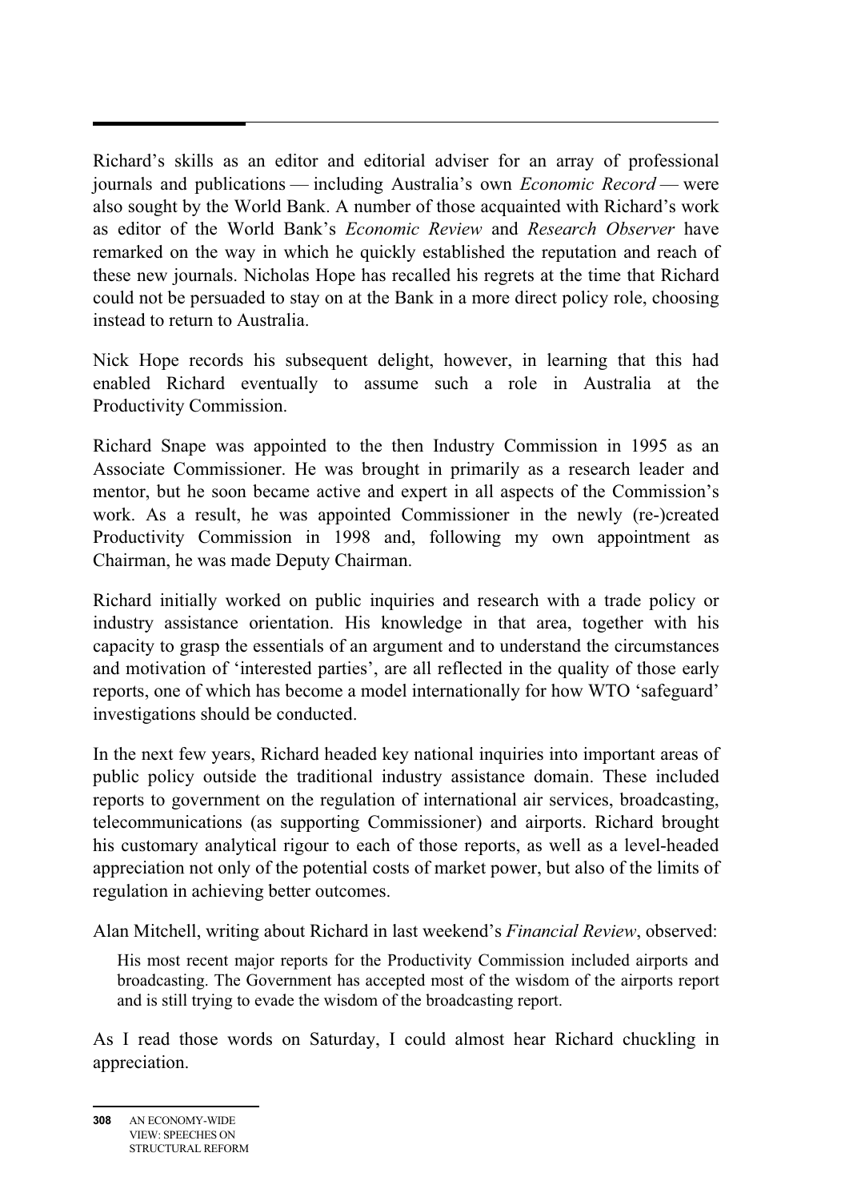Richard's skills as an editor and editorial adviser for an array of professional journals and publications — including Australia's own *Economic Record* — were also sought by the World Bank. A number of those acquainted with Richard's work as editor of the World Bank's *Economic Review* and *Research Observer* have remarked on the way in which he quickly established the reputation and reach of these new journals. Nicholas Hope has recalled his regrets at the time that Richard could not be persuaded to stay on at the Bank in a more direct policy role, choosing instead to return to Australia.

Nick Hope records his subsequent delight, however, in learning that this had enabled Richard eventually to assume such a role in Australia at the Productivity Commission.

Richard Snape was appointed to the then Industry Commission in 1995 as an Associate Commissioner. He was brought in primarily as a research leader and mentor, but he soon became active and expert in all aspects of the Commission's work. As a result, he was appointed Commissioner in the newly (re-)created Productivity Commission in 1998 and, following my own appointment as Chairman, he was made Deputy Chairman.

Richard initially worked on public inquiries and research with a trade policy or industry assistance orientation. His knowledge in that area, together with his capacity to grasp the essentials of an argument and to understand the circumstances and motivation of 'interested parties', are all reflected in the quality of those early reports, one of which has become a model internationally for how WTO 'safeguard' investigations should be conducted.

In the next few years, Richard headed key national inquiries into important areas of public policy outside the traditional industry assistance domain. These included reports to government on the regulation of international air services, broadcasting, telecommunications (as supporting Commissioner) and airports. Richard brought his customary analytical rigour to each of those reports, as well as a level-headed appreciation not only of the potential costs of market power, but also of the limits of regulation in achieving better outcomes.

Alan Mitchell, writing about Richard in last weekend's *Financial Review*, observed:

> His most recent major reports for the Productivity Commission included airports and broadcasting. The Government has accepted most of the wisdom of the airports report and is still trying to evade the wisdom of the broadcasting report.

As I read those words on Saturday, I could almost hear Richard chuckling in appreciation.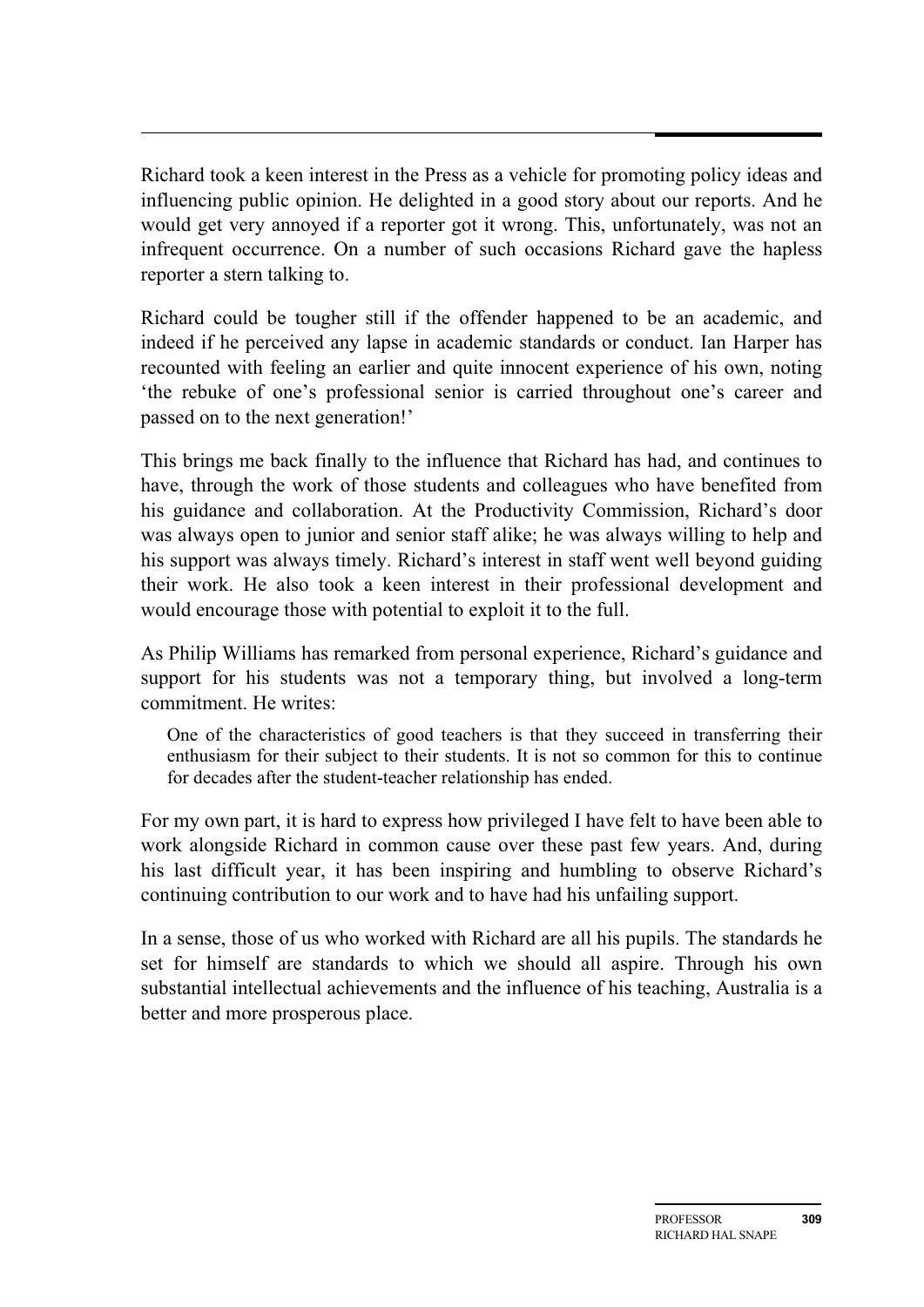Richard took a keen interest in the Press as a vehicle for promoting policy ideas and influencing public opinion. He delighted in a good story about our reports. And he would get very annoyed if a reporter got it wrong. This, unfortunately, was not an infrequent occurrence. On a number of such occasions Richard gave the hapless reporter a stern talking to.

Richard could be tougher still if the offender happened to be an academic, and indeed if he perceived any lapse in academic standards or conduct. Ian Harper has recounted with feeling an earlier and quite innocent experience of his own, noting 'the rebuke of one's professional senior is carried throughout one's career and passed on to the next generation!'

This brings me back finally to the influence that Richard has had, and continues to have, through the work of those students and colleagues who have benefited from his guidance and collaboration. At the Productivity Commission, Richard's door was always open to junior and senior staff alike; he was always willing to help and his support was always timely. Richard's interest in staff went well beyond guiding their work. He also took a keen interest in their professional development and would encourage those with potential to exploit it to the full.

As Philip Williams has remarked from personal experience, Richard's guidance and support for his students was not a temporary thing, but involved a long-term commitment. He writes:

> One of the characteristics of good teachers is that they succeed in transferring their enthusiasm for their subject to their students. It is not so common for this to continue for decades after the student-teacher relationship has ended.

For my own part, it is hard to express how privileged I have felt to have been able to work alongside Richard in common cause over these past few years. And, during his last difficult year, it has been inspiring and humbling to observe Richard's continuing contribution to our work and to have had his unfailing support.

In a sense, those of us who worked with Richard are all his pupils. The standards he set for himself are standards to which we should all aspire. Through his own substantial intellectual achievements and the influence of his teaching, Australia is a better and more prosperous place.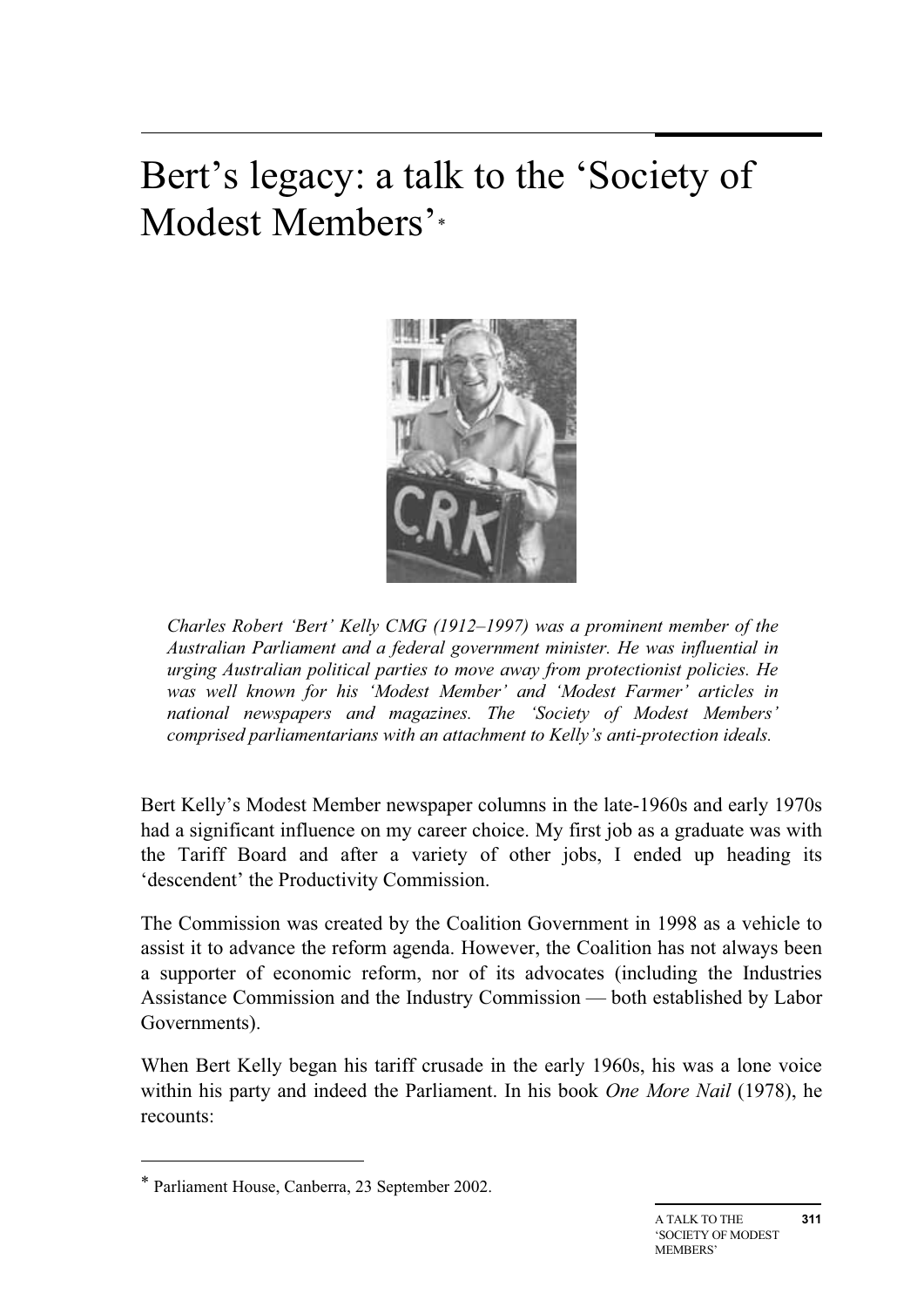# Bert's legacy: a talk to the 'Society of Modest Members'*

*Charles Robert 'Bert' Kelly CMG (1912–1997) was a prominent member of the Australian Parliament and a federal government minister. He was influential in urging Australian political parties to move away from protectionist policies. He was well known for his 'Modest Member' and 'Modest Farmer' articles in national newspapers and magazines. The 'Society of Modest Members' comprised parliamentarians with an attachment to Kelly's anti-protection ideals.*

Bert Kelly's Modest Member newspaper columns in the late-1960s and early 1970s had a significant influence on my career choice. My first job as a graduate was with the Tariff Board and after a variety of other jobs, I ended up heading its 'descendent' the Productivity Commission.

The Commission was created by the Coalition Government in 1998 as a vehicle to assist it to advance the reform agenda. However, the Coalition has not always been a supporter of economic reform, nor of its advocates (including the Industries Assistance Commission and the Industry Commission — both established by Labor Governments).

When Bert Kelly began his tariff crusade in the early 1960s, his was a lone voice within his party and indeed the Parliament. In his book *One More Nail* (1978), he recounts:

---

* Parliament House, Canberra, 23 September 2002.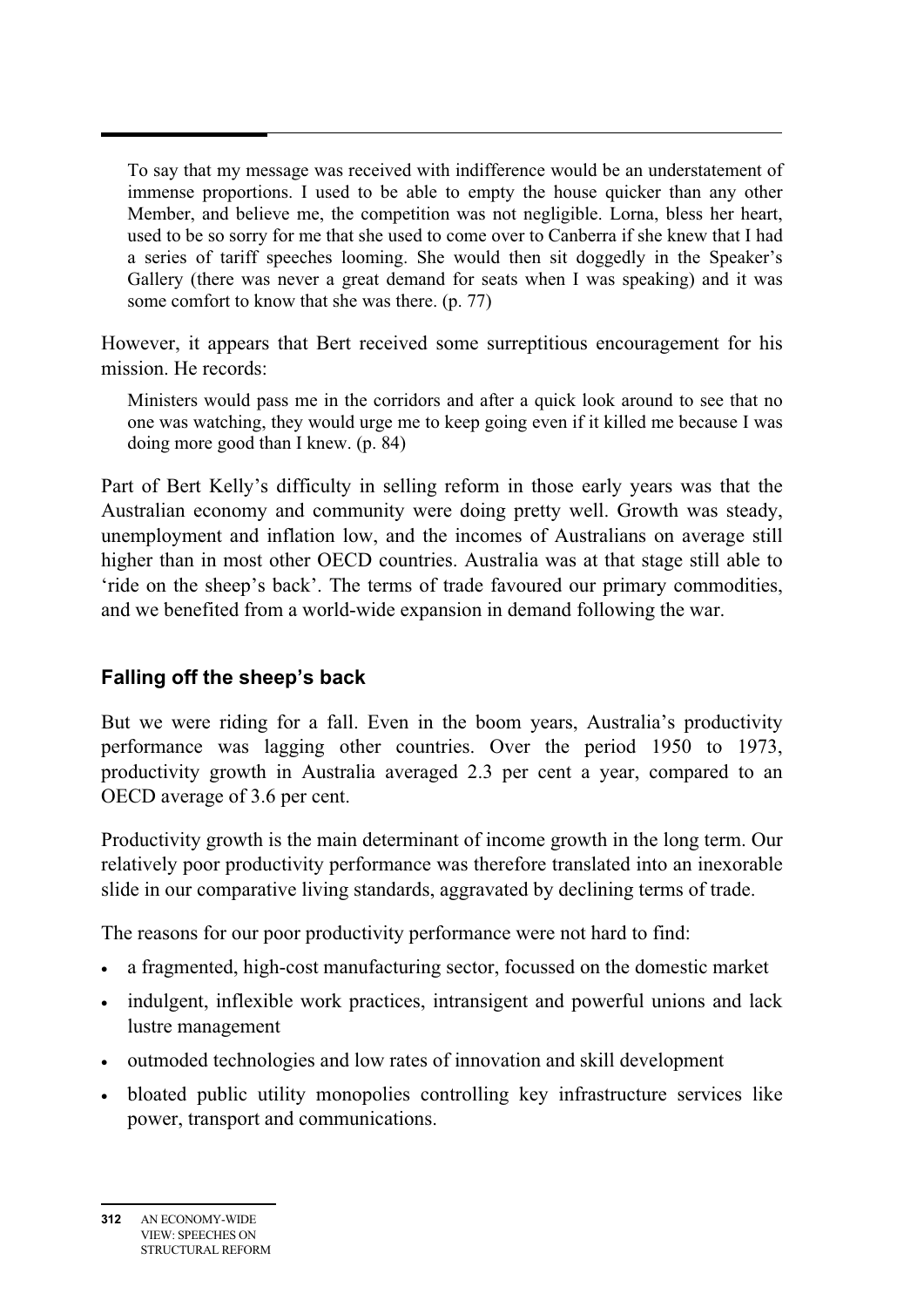> To say that my message was received with indifference would be an understatement of immense proportions. I used to be able to empty the house quicker than any other Member, and believe me, the competition was not negligible. Lorna, bless her heart, used to be so sorry for me that she used to come over to Canberra if she knew that I had a series of tariff speeches looming. She would then sit doggedly in the Speaker's Gallery (there was never a great demand for seats when I was speaking) and it was some comfort to know that she was there. (p. 77)

However, it appears that Bert received some surreptitious encouragement for his mission. He records:

> Ministers would pass me in the corridors and after a quick look around to see that no one was watching, they would urge me to keep going even if it killed me because I was doing more good than I knew. (p. 84)

Part of Bert Kelly's difficulty in selling reform in those early years was that the Australian economy and community were doing pretty well. Growth was steady, unemployment and inflation low, and the incomes of Australians on average still higher than in most other OECD countries. Australia was at that stage still able to 'ride on the sheep's back'. The terms of trade favoured our primary commodities, and we benefited from a world-wide expansion in demand following the war.

## Falling off the sheep's back

But we were riding for a fall. Even in the boom years, Australia's productivity performance was lagging other countries. Over the period 1950 to 1973, productivity growth in Australia averaged 2.3 per cent a year, compared to an OECD average of 3.6 per cent.

Productivity growth is the main determinant of income growth in the long term. Our relatively poor productivity performance was therefore translated into an inexorable slide in our comparative living standards, aggravated by declining terms of trade.

The reasons for our poor productivity performance were not hard to find:

- a fragmented, high-cost manufacturing sector, focussed on the domestic market
- indulgent, inflexible work practices, intransigent and powerful unions and lack lustre management
- outmoded technologies and low rates of innovation and skill development
- bloated public utility monopolies controlling key infrastructure services like power, transport and communications.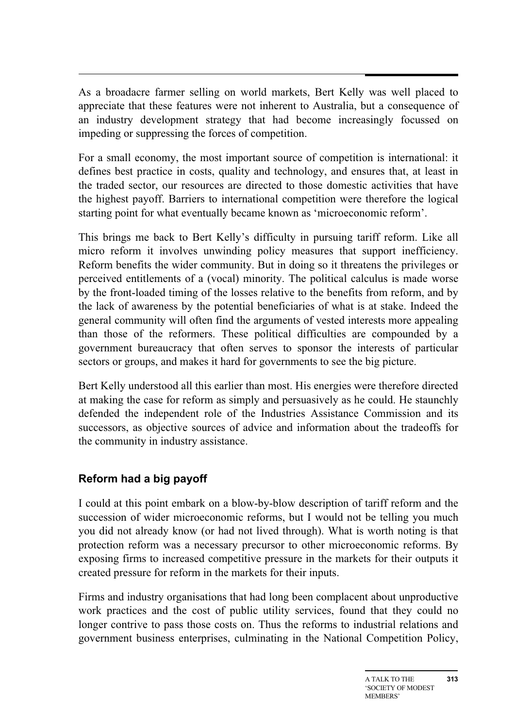As a broadacre farmer selling on world markets, Bert Kelly was well placed to appreciate that these features were not inherent to Australia, but a consequence of an industry development strategy that had become increasingly focussed on impeding or suppressing the forces of competition.

For a small economy, the most important source of competition is international: it defines best practice in costs, quality and technology, and ensures that, at least in the traded sector, our resources are directed to those domestic activities that have the highest payoff. Barriers to international competition were therefore the logical starting point for what eventually became known as 'microeconomic reform'.

This brings me back to Bert Kelly's difficulty in pursuing tariff reform. Like all micro reform it involves unwinding policy measures that support inefficiency. Reform benefits the wider community. But in doing so it threatens the privileges or perceived entitlements of a (vocal) minority. The political calculus is made worse by the front-loaded timing of the losses relative to the benefits from reform, and by the lack of awareness by the potential beneficiaries of what is at stake. Indeed the general community will often find the arguments of vested interests more appealing than those of the reformers. These political difficulties are compounded by a government bureaucracy that often serves to sponsor the interests of particular sectors or groups, and makes it hard for governments to see the big picture.

Bert Kelly understood all this earlier than most. His energies were therefore directed at making the case for reform as simply and persuasively as he could. He staunchly defended the independent role of the Industries Assistance Commission and its successors, as objective sources of advice and information about the tradeoffs for the community in industry assistance.

### Reform had a big payoff

I could at this point embark on a blow-by-blow description of tariff reform and the succession of wider microeconomic reforms, but I would not be telling you much you did not already know (or had not lived through). What is worth noting is that protection reform was a necessary precursor to other microeconomic reforms. By exposing firms to increased competitive pressure in the markets for their outputs it created pressure for reform in the markets for their inputs.

Firms and industry organisations that had long been complacent about unproductive work practices and the cost of public utility services, found that they could no longer contrive to pass those costs on. Thus the reforms to industrial relations and government business enterprises, culminating in the National Competition Policy,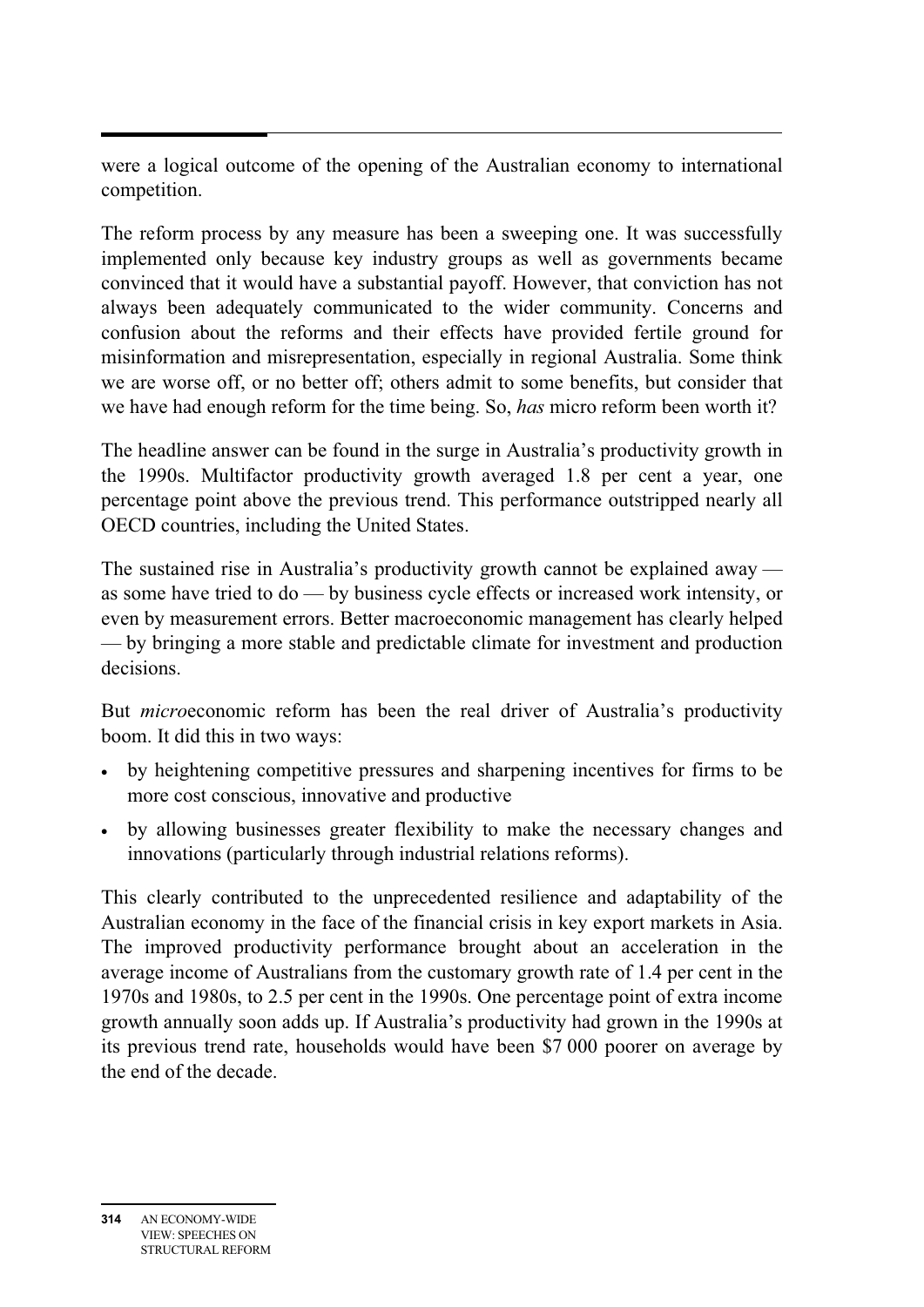were a logical outcome of the opening of the Australian economy to international competition.

The reform process by any measure has been a sweeping one. It was successfully implemented only because key industry groups as well as governments became convinced that it would have a substantial payoff. However, that conviction has not always been adequately communicated to the wider community. Concerns and confusion about the reforms and their effects have provided fertile ground for misinformation and misrepresentation, especially in regional Australia. Some think we are worse off, or no better off; others admit to some benefits, but consider that we have had enough reform for the time being. So, *has* micro reform been worth it?

The headline answer can be found in the surge in Australia's productivity growth in the 1990s. Multifactor productivity growth averaged 1.8 per cent a year, one percentage point above the previous trend. This performance outstripped nearly all OECD countries, including the United States.

The sustained rise in Australia's productivity growth cannot be explained away — as some have tried to do — by business cycle effects or increased work intensity, or even by measurement errors. Better macroeconomic management has clearly helped — by bringing a more stable and predictable climate for investment and production decisions.

But *micro*economic reform has been the real driver of Australia's productivity boom. It did this in two ways:

- by heightening competitive pressures and sharpening incentives for firms to be more cost conscious, innovative and productive
- by allowing businesses greater flexibility to make the necessary changes and innovations (particularly through industrial relations reforms).

This clearly contributed to the unprecedented resilience and adaptability of the Australian economy in the face of the financial crisis in key export markets in Asia. The improved productivity performance brought about an acceleration in the average income of Australians from the customary growth rate of 1.4 per cent in the 1970s and 1980s, to 2.5 per cent in the 1990s. One percentage point of extra income growth annually soon adds up. If Australia's productivity had grown in the 1990s at its previous trend rate, households would have been $7 000 poorer on average by the end of the decade.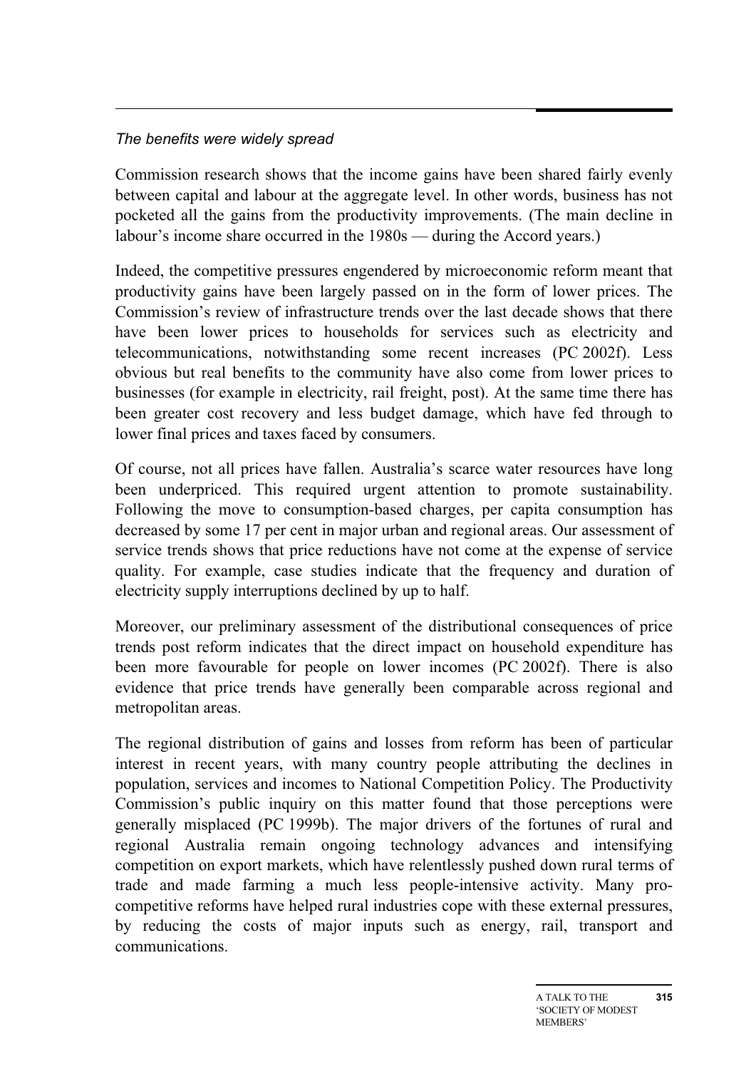*The benefits were widely spread*

Commission research shows that the income gains have been shared fairly evenly between capital and labour at the aggregate level. In other words, business has not pocketed all the gains from the productivity improvements. (The main decline in labour's income share occurred in the 1980s — during the Accord years.)

Indeed, the competitive pressures engendered by microeconomic reform meant that productivity gains have been largely passed on in the form of lower prices. The Commission's review of infrastructure trends over the last decade shows that there have been lower prices to households for services such as electricity and telecommunications, notwithstanding some recent increases (PC 2002f). Less obvious but real benefits to the community have also come from lower prices to businesses (for example in electricity, rail freight, post). At the same time there has been greater cost recovery and less budget damage, which have fed through to lower final prices and taxes faced by consumers.

Of course, not all prices have fallen. Australia's scarce water resources have long been underpriced. This required urgent attention to promote sustainability. Following the move to consumption-based charges, per capita consumption has decreased by some 17 per cent in major urban and regional areas. Our assessment of service trends shows that price reductions have not come at the expense of service quality. For example, case studies indicate that the frequency and duration of electricity supply interruptions declined by up to half.

Moreover, our preliminary assessment of the distributional consequences of price trends post reform indicates that the direct impact on household expenditure has been more favourable for people on lower incomes (PC 2002f). There is also evidence that price trends have generally been comparable across regional and metropolitan areas.

The regional distribution of gains and losses from reform has been of particular interest in recent years, with many country people attributing the declines in population, services and incomes to National Competition Policy. The Productivity Commission's public inquiry on this matter found that those perceptions were generally misplaced (PC 1999b). The major drivers of the fortunes of rural and regional Australia remain ongoing technology advances and intensifying competition on export markets, which have relentlessly pushed down rural terms of trade and made farming a much less people-intensive activity. Many pro-competitive reforms have helped rural industries cope with these external pressures, by reducing the costs of major inputs such as energy, rail, transport and communications.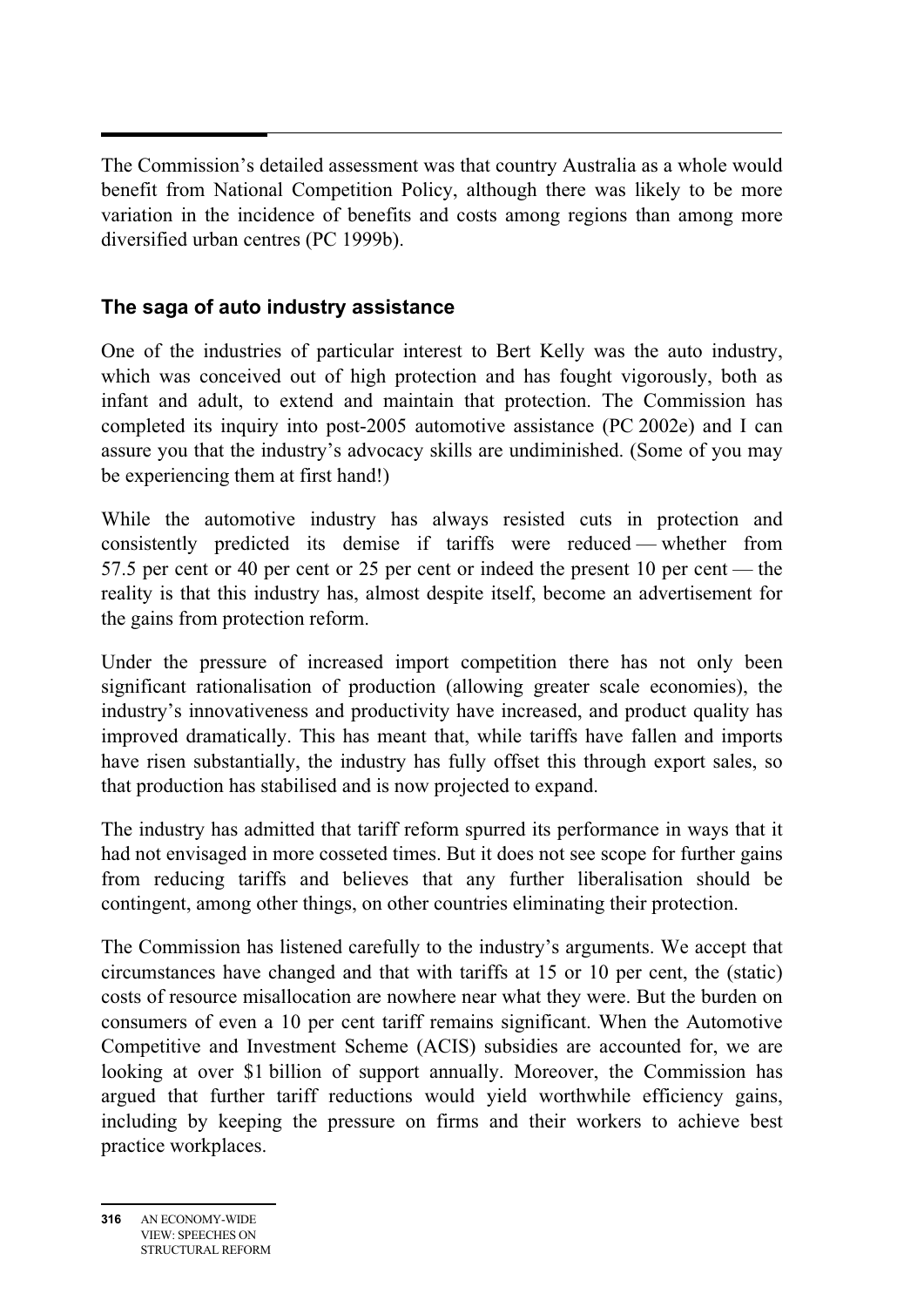The Commission's detailed assessment was that country Australia as a whole would benefit from National Competition Policy, although there was likely to be more variation in the incidence of benefits and costs among regions than among more diversified urban centres (PC 1999b).

### The saga of auto industry assistance

One of the industries of particular interest to Bert Kelly was the auto industry, which was conceived out of high protection and has fought vigorously, both as infant and adult, to extend and maintain that protection. The Commission has completed its inquiry into post-2005 automotive assistance (PC 2002e) and I can assure you that the industry's advocacy skills are undiminished. (Some of you may be experiencing them at first hand!)

While the automotive industry has always resisted cuts in protection and consistently predicted its demise if tariffs were reduced — whether from 57.5 per cent or 40 per cent or 25 per cent or indeed the present 10 per cent — the reality is that this industry has, almost despite itself, become an advertisement for the gains from protection reform.

Under the pressure of increased import competition there has not only been significant rationalisation of production (allowing greater scale economies), the industry's innovativeness and productivity have increased, and product quality has improved dramatically. This has meant that, while tariffs have fallen and imports have risen substantially, the industry has fully offset this through export sales, so that production has stabilised and is now projected to expand.

The industry has admitted that tariff reform spurred its performance in ways that it had not envisaged in more cosseted times. But it does not see scope for further gains from reducing tariffs and believes that any further liberalisation should be contingent, among other things, on other countries eliminating their protection.

The Commission has listened carefully to the industry's arguments. We accept that circumstances have changed and that with tariffs at 15 or 10 per cent, the (static) costs of resource misallocation are nowhere near what they were. But the burden on consumers of even a 10 per cent tariff remains significant. When the Automotive Competitive and Investment Scheme (ACIS) subsidies are accounted for, we are looking at over $1 billion of support annually. Moreover, the Commission has argued that further tariff reductions would yield worthwhile efficiency gains, including by keeping the pressure on firms and their workers to achieve best practice workplaces.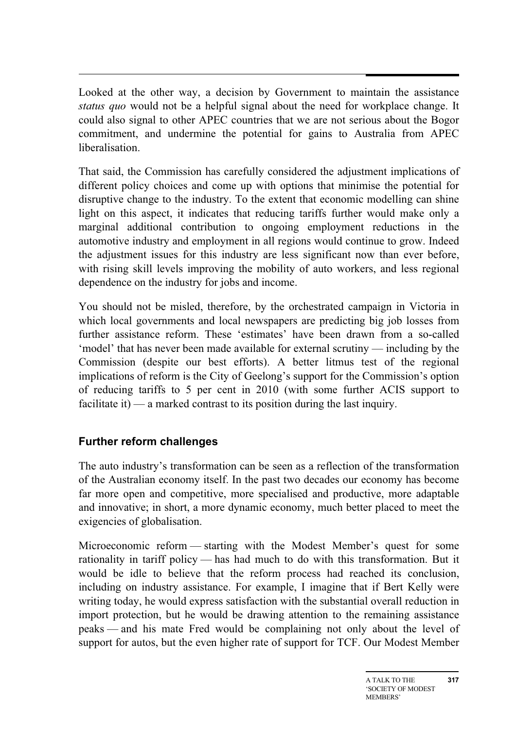Looked at the other way, a decision by Government to maintain the assistance *status quo* would not be a helpful signal about the need for workplace change. It could also signal to other APEC countries that we are not serious about the Bogor commitment, and undermine the potential for gains to Australia from APEC liberalisation.

That said, the Commission has carefully considered the adjustment implications of different policy choices and come up with options that minimise the potential for disruptive change to the industry. To the extent that economic modelling can shine light on this aspect, it indicates that reducing tariffs further would make only a marginal additional contribution to ongoing employment reductions in the automotive industry and employment in all regions would continue to grow. Indeed the adjustment issues for this industry are less significant now than ever before, with rising skill levels improving the mobility of auto workers, and less regional dependence on the industry for jobs and income.

You should not be misled, therefore, by the orchestrated campaign in Victoria in which local governments and local newspapers are predicting big job losses from further assistance reform. These 'estimates' have been drawn from a so-called 'model' that has never been made available for external scrutiny — including by the Commission (despite our best efforts). A better litmus test of the regional implications of reform is the City of Geelong's support for the Commission's option of reducing tariffs to 5 per cent in 2010 (with some further ACIS support to facilitate it) — a marked contrast to its position during the last inquiry.

### Further reform challenges

The auto industry's transformation can be seen as a reflection of the transformation of the Australian economy itself. In the past two decades our economy has become far more open and competitive, more specialised and productive, more adaptable and innovative; in short, a more dynamic economy, much better placed to meet the exigencies of globalisation.

Microeconomic reform — starting with the Modest Member's quest for some rationality in tariff policy — has had much to do with this transformation. But it would be idle to believe that the reform process had reached its conclusion, including on industry assistance. For example, I imagine that if Bert Kelly were writing today, he would express satisfaction with the substantial overall reduction in import protection, but he would be drawing attention to the remaining assistance peaks — and his mate Fred would be complaining not only about the level of support for autos, but the even higher rate of support for TCF. Our Modest Member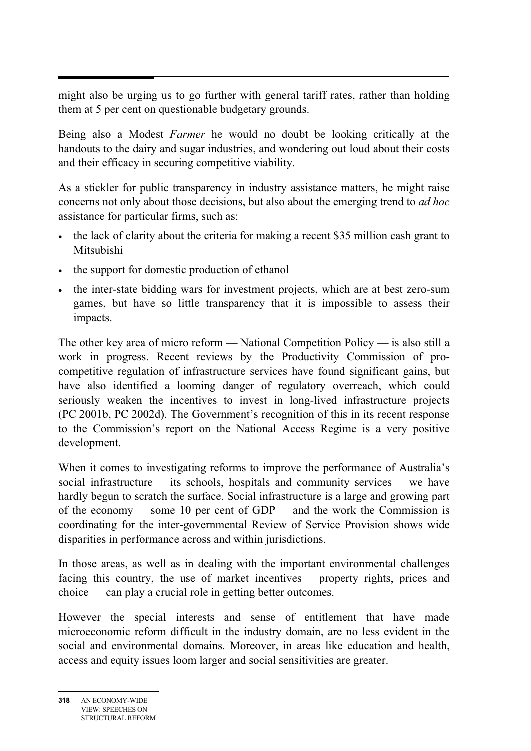might also be urging us to go further with general tariff rates, rather than holding them at 5 per cent on questionable budgetary grounds.

Being also a Modest *Farmer* he would no doubt be looking critically at the handouts to the dairy and sugar industries, and wondering out loud about their costs and their efficacy in securing competitive viability.

As a stickler for public transparency in industry assistance matters, he might raise concerns not only about those decisions, but also about the emerging trend to *ad hoc* assistance for particular firms, such as:

- the lack of clarity about the criteria for making a recent $35 million cash grant to Mitsubishi
- the support for domestic production of ethanol
- the inter-state bidding wars for investment projects, which are at best zero-sum games, but have so little transparency that it is impossible to assess their impacts.

The other key area of micro reform — National Competition Policy — is also still a work in progress. Recent reviews by the Productivity Commission of pro-competitive regulation of infrastructure services have found significant gains, but have also identified a looming danger of regulatory overreach, which could seriously weaken the incentives to invest in long-lived infrastructure projects (PC 2001b, PC 2002d). The Government's recognition of this in its recent response to the Commission's report on the National Access Regime is a very positive development.

When it comes to investigating reforms to improve the performance of Australia's social infrastructure — its schools, hospitals and community services — we have hardly begun to scratch the surface. Social infrastructure is a large and growing part of the economy — some 10 per cent of GDP — and the work the Commission is coordinating for the inter-governmental Review of Service Provision shows wide disparities in performance across and within jurisdictions.

In those areas, as well as in dealing with the important environmental challenges facing this country, the use of market incentives — property rights, prices and choice — can play a crucial role in getting better outcomes.

However the special interests and sense of entitlement that have made microeconomic reform difficult in the industry domain, are no less evident in the social and environmental domains. Moreover, in areas like education and health, access and equity issues loom larger and social sensitivities are greater.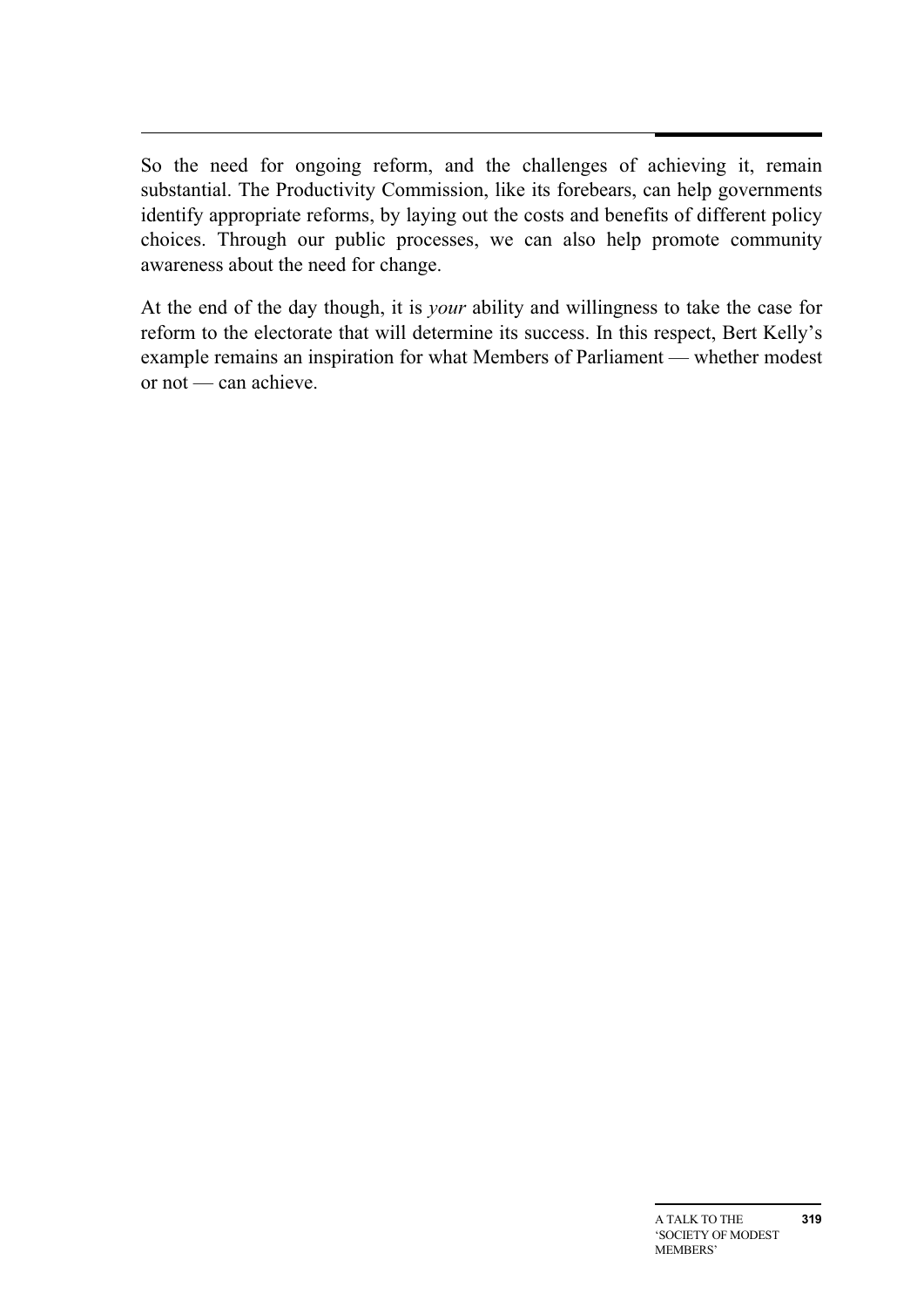So the need for ongoing reform, and the challenges of achieving it, remain substantial. The Productivity Commission, like its forebears, can help governments identify appropriate reforms, by laying out the costs and benefits of different policy choices. Through our public processes, we can also help promote community awareness about the need for change.

At the end of the day though, it is *your* ability and willingness to take the case for reform to the electorate that will determine its success. In this respect, Bert Kelly's example remains an inspiration for what Members of Parliament — whether modest or not — can achieve.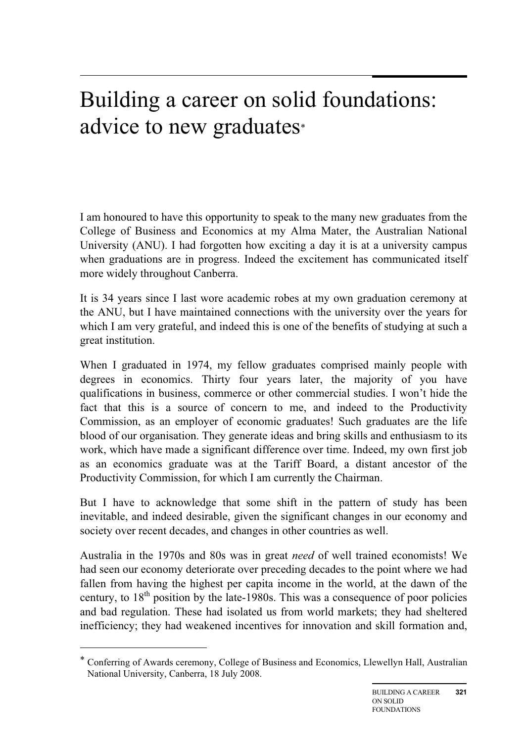# Building a career on solid foundations: advice to new graduates*

I am honoured to have this opportunity to speak to the many new graduates from the College of Business and Economics at my Alma Mater, the Australian National University (ANU). I had forgotten how exciting a day it is at a university campus when graduations are in progress. Indeed the excitement has communicated itself more widely throughout Canberra.

It is 34 years since I last wore academic robes at my own graduation ceremony at the ANU, but I have maintained connections with the university over the years for which I am very grateful, and indeed this is one of the benefits of studying at such a great institution.

When I graduated in 1974, my fellow graduates comprised mainly people with degrees in economics. Thirty four years later, the majority of you have qualifications in business, commerce or other commercial studies. I won't hide the fact that this is a source of concern to me, and indeed to the Productivity Commission, as an employer of economic graduates! Such graduates are the life blood of our organisation. They generate ideas and bring skills and enthusiasm to its work, which have made a significant difference over time. Indeed, my own first job as an economics graduate was at the Tariff Board, a distant ancestor of the Productivity Commission, for which I am currently the Chairman.

But I have to acknowledge that some shift in the pattern of study has been inevitable, and indeed desirable, given the significant changes in our economy and society over recent decades, and changes in other countries as well.

Australia in the 1970s and 80s was in great *need* of well trained economists! We had seen our economy deteriorate over preceding decades to the point where we had fallen from having the highest per capita income in the world, at the dawn of the century, to 18th position by the late-1980s. This was a consequence of poor policies and bad regulation. These had isolated us from world markets; they had sheltered inefficiency; they had weakened incentives for innovation and skill formation and,

---

* Conferring of Awards ceremony, College of Business and Economics, Llewellyn Hall, Australian National University, Canberra, 18 July 2008.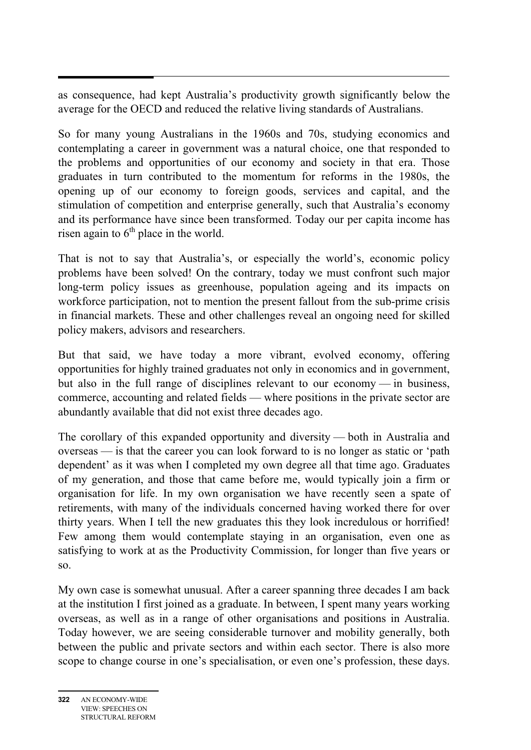as consequence, had kept Australia's productivity growth significantly below the average for the OECD and reduced the relative living standards of Australians.

So for many young Australians in the 1960s and 70s, studying economics and contemplating a career in government was a natural choice, one that responded to the problems and opportunities of our economy and society in that era. Those graduates in turn contributed to the momentum for reforms in the 1980s, the opening up of our economy to foreign goods, services and capital, and the stimulation of competition and enterprise generally, such that Australia's economy and its performance have since been transformed. Today our per capita income has risen again to 6th place in the world.

That is not to say that Australia's, or especially the world's, economic policy problems have been solved! On the contrary, today we must confront such major long-term policy issues as greenhouse, population ageing and its impacts on workforce participation, not to mention the present fallout from the sub-prime crisis in financial markets. These and other challenges reveal an ongoing need for skilled policy makers, advisors and researchers.

But that said, we have today a more vibrant, evolved economy, offering opportunities for highly trained graduates not only in economics and in government, but also in the full range of disciplines relevant to our economy — in business, commerce, accounting and related fields — where positions in the private sector are abundantly available that did not exist three decades ago.

The corollary of this expanded opportunity and diversity — both in Australia and overseas — is that the career you can look forward to is no longer as static or 'path dependent' as it was when I completed my own degree all that time ago. Graduates of my generation, and those that came before me, would typically join a firm or organisation for life. In my own organisation we have recently seen a spate of retirements, with many of the individuals concerned having worked there for over thirty years. When I tell the new graduates this they look incredulous or horrified! Few among them would contemplate staying in an organisation, even one as satisfying to work at as the Productivity Commission, for longer than five years or so.

My own case is somewhat unusual. After a career spanning three decades I am back at the institution I first joined as a graduate. In between, I spent many years working overseas, as well as in a range of other organisations and positions in Australia. Today however, we are seeing considerable turnover and mobility generally, both between the public and private sectors and within each sector. There is also more scope to change course in one's specialisation, or even one's profession, these days.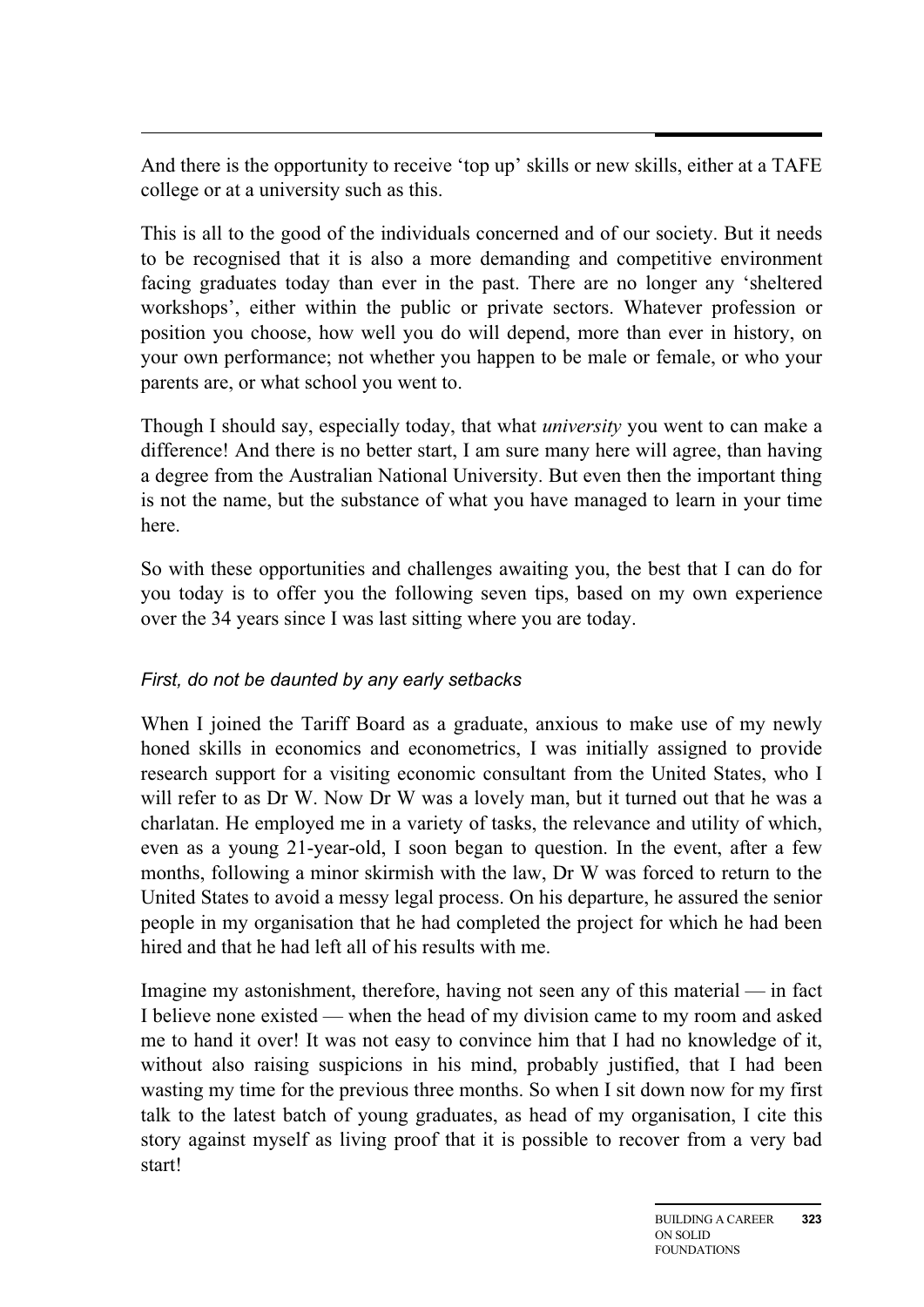And there is the opportunity to receive 'top up' skills or new skills, either at a TAFE college or at a university such as this.

This is all to the good of the individuals concerned and of our society. But it needs to be recognised that it is also a more demanding and competitive environment facing graduates today than ever in the past. There are no longer any 'sheltered workshops', either within the public or private sectors. Whatever profession or position you choose, how well you do will depend, more than ever in history, on your own performance; not whether you happen to be male or female, or who your parents are, or what school you went to.

Though I should say, especially today, that what *university* you went to can make a difference! And there is no better start, I am sure many here will agree, than having a degree from the Australian National University. But even then the important thing is not the name, but the substance of what you have managed to learn in your time here.

So with these opportunities and challenges awaiting you, the best that I can do for you today is to offer you the following seven tips, based on my own experience over the 34 years since I was last sitting where you are today.

### *First, do not be daunted by any early setbacks*

When I joined the Tariff Board as a graduate, anxious to make use of my newly honed skills in economics and econometrics, I was initially assigned to provide research support for a visiting economic consultant from the United States, who I will refer to as Dr W. Now Dr W was a lovely man, but it turned out that he was a charlatan. He employed me in a variety of tasks, the relevance and utility of which, even as a young 21-year-old, I soon began to question. In the event, after a few months, following a minor skirmish with the law, Dr W was forced to return to the United States to avoid a messy legal process. On his departure, he assured the senior people in my organisation that he had completed the project for which he had been hired and that he had left all of his results with me.

Imagine my astonishment, therefore, having not seen any of this material — in fact I believe none existed — when the head of my division came to my room and asked me to hand it over! It was not easy to convince him that I had no knowledge of it, without also raising suspicions in his mind, probably justified, that I had been wasting my time for the previous three months. So when I sit down now for my first talk to the latest batch of young graduates, as head of my organisation, I cite this story against myself as living proof that it is possible to recover from a very bad start!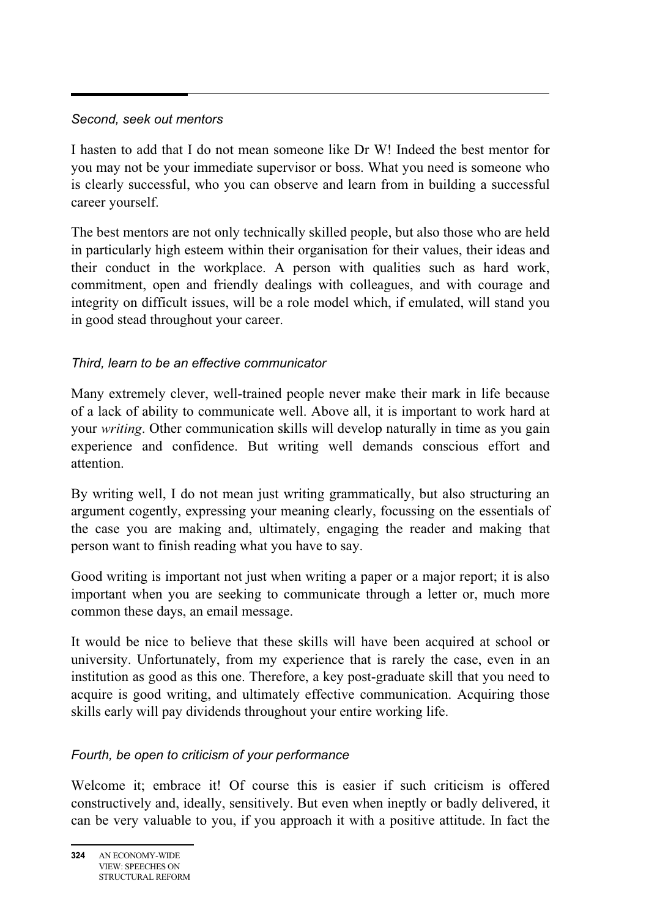*Second, seek out mentors*

I hasten to add that I do not mean someone like Dr W! Indeed the best mentor for you may not be your immediate supervisor or boss. What you need is someone who is clearly successful, who you can observe and learn from in building a successful career yourself.

The best mentors are not only technically skilled people, but also those who are held in particularly high esteem within their organisation for their values, their ideas and their conduct in the workplace. A person with qualities such as hard work, commitment, open and friendly dealings with colleagues, and with courage and integrity on difficult issues, will be a role model which, if emulated, will stand you in good stead throughout your career.

*Third, learn to be an effective communicator*

Many extremely clever, well-trained people never make their mark in life because of a lack of ability to communicate well. Above all, it is important to work hard at your *writing*. Other communication skills will develop naturally in time as you gain experience and confidence. But writing well demands conscious effort and attention.

By writing well, I do not mean just writing grammatically, but also structuring an argument cogently, expressing your meaning clearly, focussing on the essentials of the case you are making and, ultimately, engaging the reader and making that person want to finish reading what you have to say.

Good writing is important not just when writing a paper or a major report; it is also important when you are seeking to communicate through a letter or, much more common these days, an email message.

It would be nice to believe that these skills will have been acquired at school or university. Unfortunately, from my experience that is rarely the case, even in an institution as good as this one. Therefore, a key post-graduate skill that you need to acquire is good writing, and ultimately effective communication. Acquiring those skills early will pay dividends throughout your entire working life.

*Fourth, be open to criticism of your performance*

Welcome it; embrace it! Of course this is easier if such criticism is offered constructively and, ideally, sensitively. But even when ineptly or badly delivered, it can be very valuable to you, if you approach it with a positive attitude. In fact the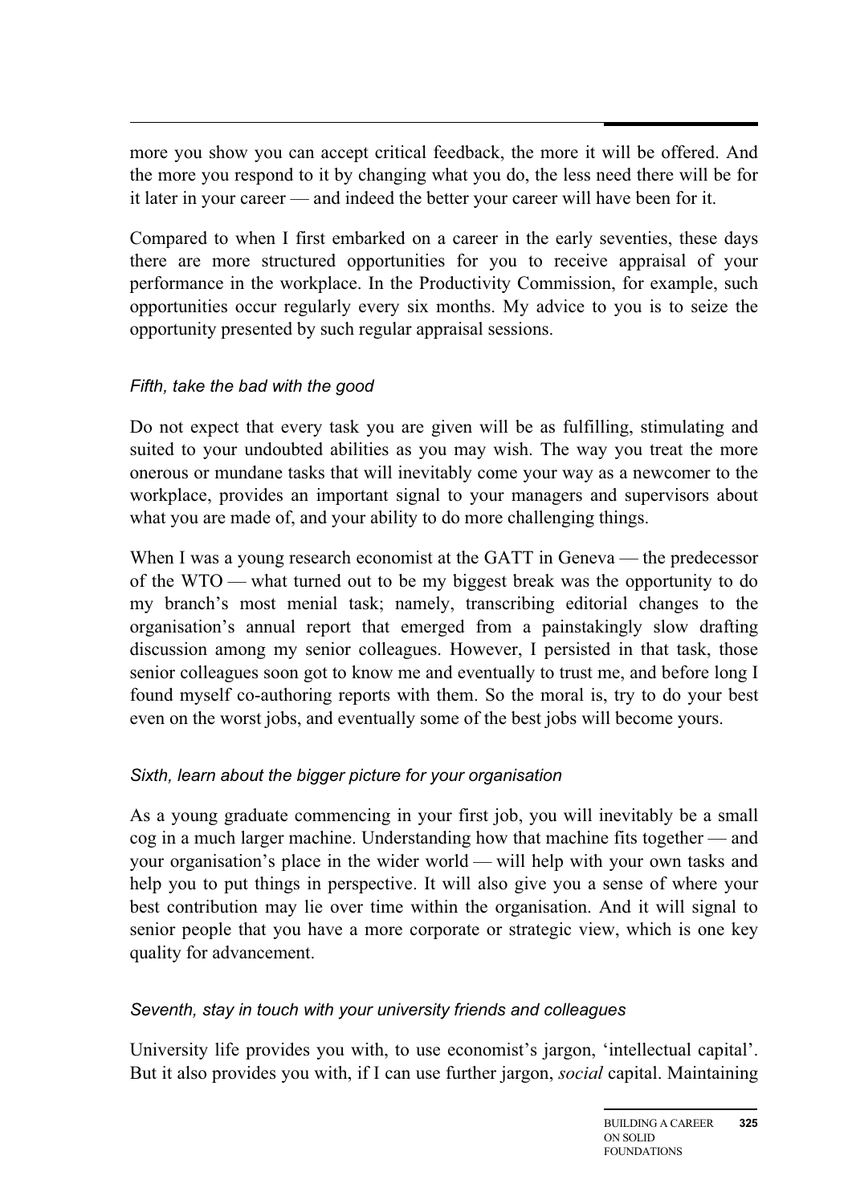more you show you can accept critical feedback, the more it will be offered. And the more you respond to it by changing what you do, the less need there will be for it later in your career — and indeed the better your career will have been for it.

Compared to when I first embarked on a career in the early seventies, these days there are more structured opportunities for you to receive appraisal of your performance in the workplace. In the Productivity Commission, for example, such opportunities occur regularly every six months. My advice to you is to seize the opportunity presented by such regular appraisal sessions.

*Fifth, take the bad with the good*

Do not expect that every task you are given will be as fulfilling, stimulating and suited to your undoubted abilities as you may wish. The way you treat the more onerous or mundane tasks that will inevitably come your way as a newcomer to the workplace, provides an important signal to your managers and supervisors about what you are made of, and your ability to do more challenging things.

When I was a young research economist at the GATT in Geneva — the predecessor of the WTO — what turned out to be my biggest break was the opportunity to do my branch's most menial task; namely, transcribing editorial changes to the organisation's annual report that emerged from a painstakingly slow drafting discussion among my senior colleagues. However, I persisted in that task, those senior colleagues soon got to know me and eventually to trust me, and before long I found myself co-authoring reports with them. So the moral is, try to do your best even on the worst jobs, and eventually some of the best jobs will become yours.

*Sixth, learn about the bigger picture for your organisation*

As a young graduate commencing in your first job, you will inevitably be a small cog in a much larger machine. Understanding how that machine fits together — and your organisation's place in the wider world — will help with your own tasks and help you to put things in perspective. It will also give you a sense of where your best contribution may lie over time within the organisation. And it will signal to senior people that you have a more corporate or strategic view, which is one key quality for advancement.

*Seventh, stay in touch with your university friends and colleagues*

University life provides you with, to use economist's jargon, 'intellectual capital'. But it also provides you with, if I can use further jargon, *social* capital. Maintaining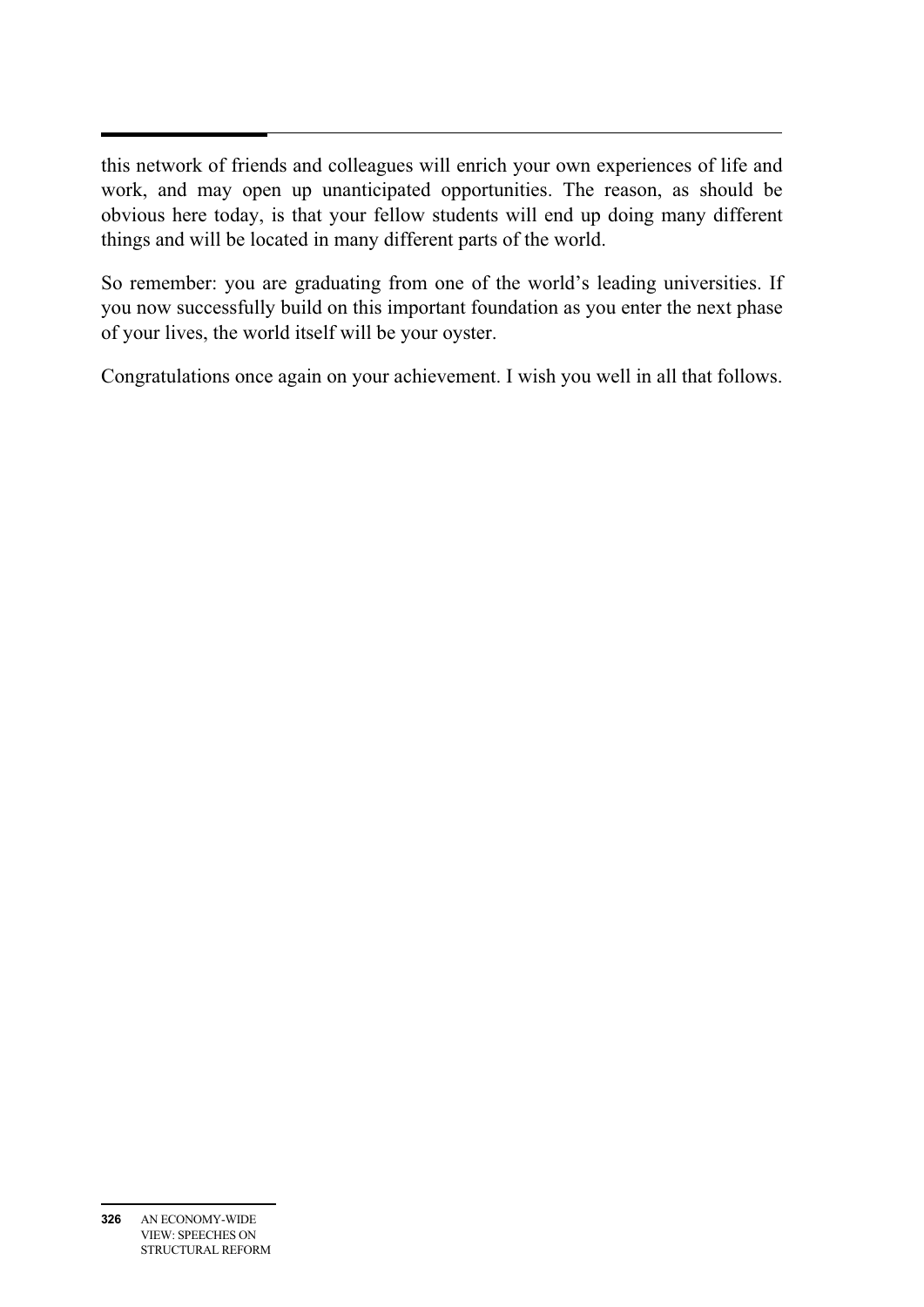this network of friends and colleagues will enrich your own experiences of life and work, and may open up unanticipated opportunities. The reason, as should be obvious here today, is that your fellow students will end up doing many different things and will be located in many different parts of the world.

So remember: you are graduating from one of the world's leading universities. If you now successfully build on this important foundation as you enter the next phase of your lives, the world itself will be your oyster.

Congratulations once again on your achievement. I wish you well in all that follows.